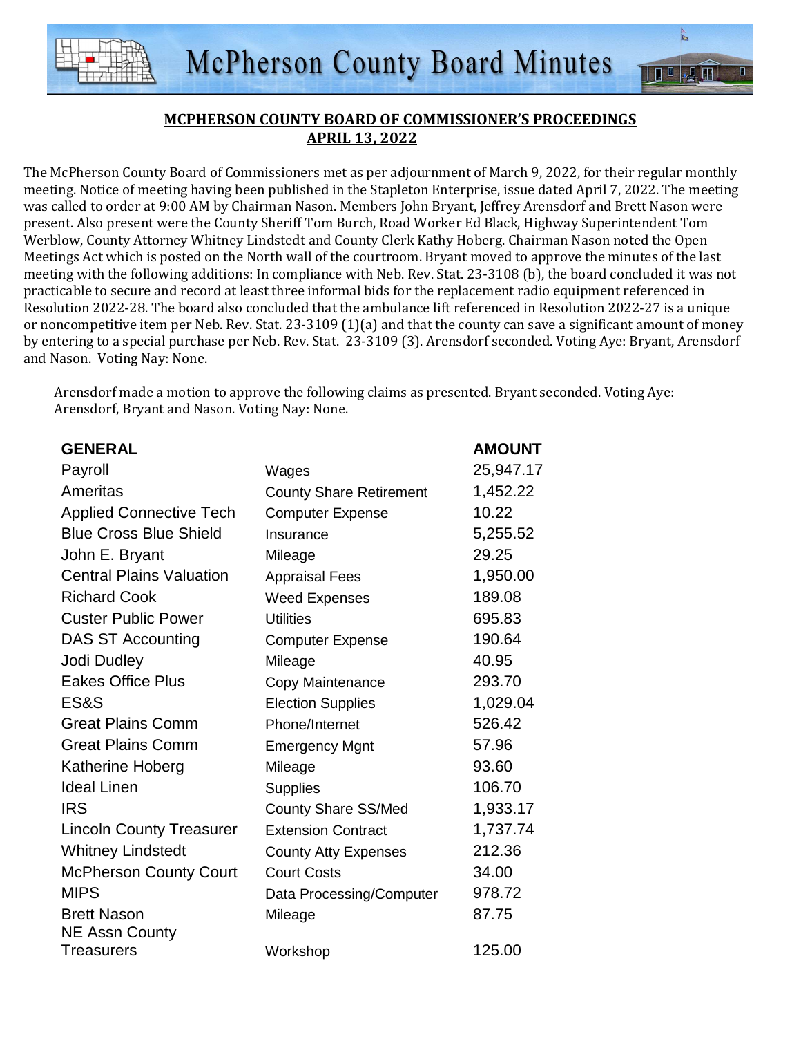# McPherson County Board Minutes

## MCPHERSON COUNTY BOARD OF COMMISSIONER'S PROCEEDINGS
## APRIL 13, 2022

The McPherson County Board of Commissioners met as per adjournment of March 9, 2022, for their regular monthly meeting. Notice of meeting having been published in the Stapleton Enterprise, issue dated April 7, 2022. The meeting was called to order at 9:00 AM by Chairman Nason. Members John Bryant, Jeffrey Arensdorf and Brett Nason were present. Also present were the County Sheriff Tom Burch, Road Worker Ed Black, Highway Superintendent Tom Werblow, County Attorney Whitney Lindstedt and County Clerk Kathy Hoberg. Chairman Nason noted the Open Meetings Act which is posted on the North wall of the courtroom. Bryant moved to approve the minutes of the last meeting with the following additions: In compliance with Neb. Rev. Stat. 23-3108 (b), the board concluded it was not practicable to secure and record at least three informal bids for the replacement radio equipment referenced in Resolution 2022-28. The board also concluded that the ambulance lift referenced in Resolution 2022-27 is a unique or noncompetitive item per Neb. Rev. Stat. 23-3109 (1)(a) and that the county can save a significant amount of money by entering to a special purchase per Neb. Rev. Stat. 23-3109 (3). Arensdorf seconded. Voting Aye: Bryant, Arensdorf and Nason. Voting Nay: None.

Arensdorf made a motion to approve the following claims as presented. Bryant seconded. Voting Aye: Arensdorf, Bryant and Nason. Voting Nay: None.

| GENERAL | | AMOUNT |
|---|---|---|
| Payroll | Wages | 25,947.17 |
| Ameritas | County Share Retirement | 1,452.22 |
| Applied Connective Tech | Computer Expense | 10.22 |
| Blue Cross Blue Shield | Insurance | 5,255.52 |
| John E. Bryant | Mileage | 29.25 |
| Central Plains Valuation | Appraisal Fees | 1,950.00 |
| Richard Cook | Weed Expenses | 189.08 |
| Custer Public Power | Utilities | 695.83 |
| DAS ST Accounting | Computer Expense | 190.64 |
| Jodi Dudley | Mileage | 40.95 |
| Eakes Office Plus | Copy Maintenance | 293.70 |
| ES&S | Election Supplies | 1,029.04 |
| Great Plains Comm | Phone/Internet | 526.42 |
| Great Plains Comm | Emergency Mgnt | 57.96 |
| Katherine Hoberg | Mileage | 93.60 |
| Ideal Linen | Supplies | 106.70 |
| IRS | County Share SS/Med | 1,933.17 |
| Lincoln County Treasurer | Extension Contract | 1,737.74 |
| Whitney Lindstedt | County Atty Expenses | 212.36 |
| McPherson County Court | Court Costs | 34.00 |
| MIPS | Data Processing/Computer | 978.72 |
| Brett Nason | Mileage | 87.75 |
| NE Assn County Treasurers | Workshop | 125.00 |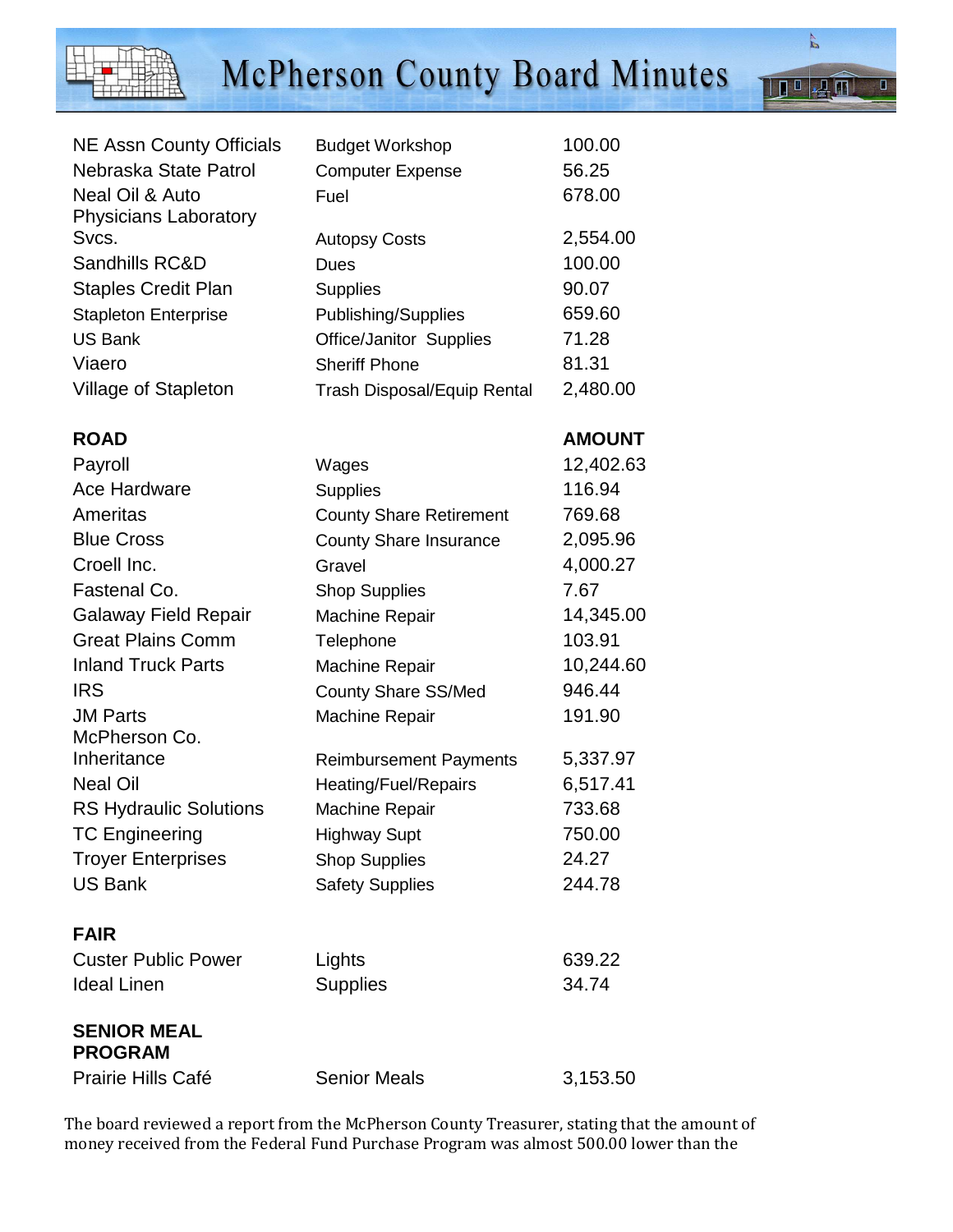| | | |
|---|---|---|
| NE Assn County Officials | Budget Workshop | 100.00 |
| Nebraska State Patrol | Computer Expense | 56.25 |
| Neal Oil & Auto | Fuel | 678.00 |
| Physicians Laboratory Svcs. | Autopsy Costs | 2,554.00 |
| Sandhills RC&D | Dues | 100.00 |
| Staples Credit Plan | Supplies | 90.07 |
| Stapleton Enterprise | Publishing/Supplies | 659.60 |
| US Bank | Office/Janitor Supplies | 71.28 |
| Viaero | Sheriff Phone | 81.31 |
| Village of Stapleton | Trash Disposal/Equip Rental | 2,480.00 |

| ROAD | | AMOUNT |
|---|---|---|
| Payroll | Wages | 12,402.63 |
| Ace Hardware | Supplies | 116.94 |
| Ameritas | County Share Retirement | 769.68 |
| Blue Cross | County Share Insurance | 2,095.96 |
| Croell Inc. | Gravel | 4,000.27 |
| Fastenal Co. | Shop Supplies | 7.67 |
| Galaway Field Repair | Machine Repair | 14,345.00 |
| Great Plains Comm | Telephone | 103.91 |
| Inland Truck Parts | Machine Repair | 10,244.60 |
| IRS | County Share SS/Med | 946.44 |
| JM Parts | Machine Repair | 191.90 |
| McPherson Co. Inheritance | Reimbursement Payments | 5,337.97 |
| Neal Oil | Heating/Fuel/Repairs | 6,517.41 |
| RS Hydraulic Solutions | Machine Repair | 733.68 |
| TC Engineering | Highway Supt | 750.00 |
| Troyer Enterprises | Shop Supplies | 24.27 |
| US Bank | Safety Supplies | 244.78 |

| FAIR | | |
|---|---|---|
| Custer Public Power | Lights | 639.22 |
| Ideal Linen | Supplies | 34.74 |

| SENIOR MEAL PROGRAM | | |
|---|---|---|
| Prairie Hills Café | Senior Meals | 3,153.50 |

The board reviewed a report from the McPherson County Treasurer, stating that the amount of money received from the Federal Fund Purchase Program was almost 500.00 lower than the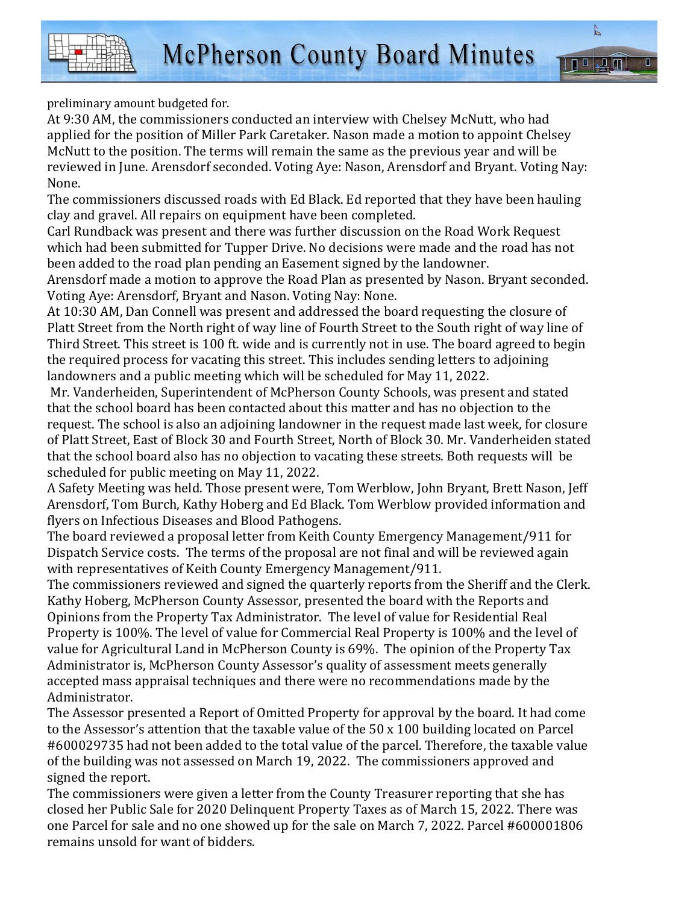preliminary amount budgeted for.

At 9:30 AM, the commissioners conducted an interview with Chelsey McNutt, who had applied for the position of Miller Park Caretaker. Nason made a motion to appoint Chelsey McNutt to the position. The terms will remain the same as the previous year and will be reviewed in June. Arensdorf seconded. Voting Aye: Nason, Arensdorf and Bryant. Voting Nay: None.

The commissioners discussed roads with Ed Black. Ed reported that they have been hauling clay and gravel. All repairs on equipment have been completed.

Carl Rundback was present and there was further discussion on the Road Work Request which had been submitted for Tupper Drive. No decisions were made and the road has not been added to the road plan pending an Easement signed by the landowner.

Arensdorf made a motion to approve the Road Plan as presented by Nason. Bryant seconded. Voting Aye: Arensdorf, Bryant and Nason. Voting Nay: None.

At 10:30 AM, Dan Connell was present and addressed the board requesting the closure of Platt Street from the North right of way line of Fourth Street to the South right of way line of Third Street. This street is 100 ft. wide and is currently not in use. The board agreed to begin the required process for vacating this street. This includes sending letters to adjoining landowners and a public meeting which will be scheduled for May 11, 2022.

Mr. Vanderheiden, Superintendent of McPherson County Schools, was present and stated that the school board has been contacted about this matter and has no objection to the request. The school is also an adjoining landowner in the request made last week, for closure of Platt Street, East of Block 30 and Fourth Street, North of Block 30. Mr. Vanderheiden stated that the school board also has no objection to vacating these streets. Both requests will be scheduled for public meeting on May 11, 2022.

A Safety Meeting was held. Those present were, Tom Werblow, John Bryant, Brett Nason, Jeff Arensdorf, Tom Burch, Kathy Hoberg and Ed Black. Tom Werblow provided information and flyers on Infectious Diseases and Blood Pathogens.

The board reviewed a proposal letter from Keith County Emergency Management/911 for Dispatch Service costs. The terms of the proposal are not final and will be reviewed again with representatives of Keith County Emergency Management/911.

The commissioners reviewed and signed the quarterly reports from the Sheriff and the Clerk.

Kathy Hoberg, McPherson County Assessor, presented the board with the Reports and Opinions from the Property Tax Administrator. The level of value for Residential Real Property is 100%. The level of value for Commercial Real Property is 100% and the level of value for Agricultural Land in McPherson County is 69%. The opinion of the Property Tax Administrator is, McPherson County Assessor's quality of assessment meets generally accepted mass appraisal techniques and there were no recommendations made by the Administrator.

The Assessor presented a Report of Omitted Property for approval by the board. It had come to the Assessor's attention that the taxable value of the 50 x 100 building located on Parcel #600029735 had not been added to the total value of the parcel. Therefore, the taxable value of the building was not assessed on March 19, 2022. The commissioners approved and signed the report.

The commissioners were given a letter from the County Treasurer reporting that she has closed her Public Sale for 2020 Delinquent Property Taxes as of March 15, 2022. There was one Parcel for sale and no one showed up for the sale on March 7, 2022. Parcel #600001806 remains unsold for want of bidders.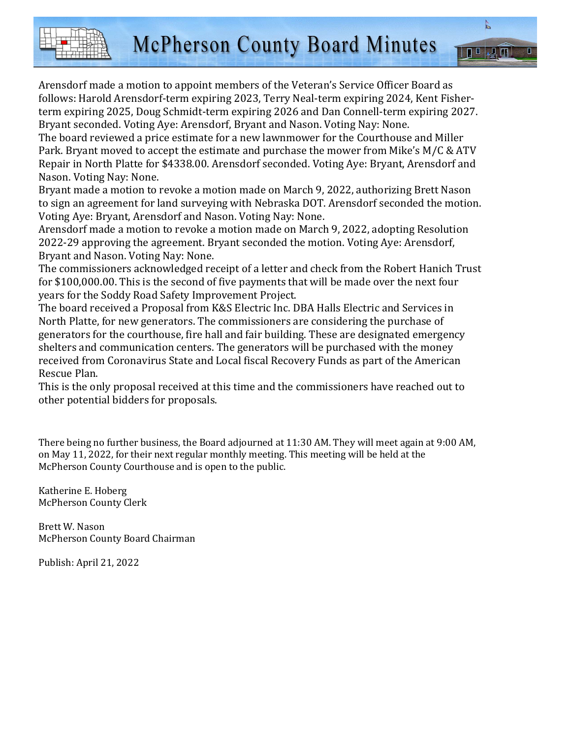Arensdorf made a motion to appoint members of the Veteran's Service Officer Board as follows: Harold Arensdorf-term expiring 2023, Terry Neal-term expiring 2024, Kent Fisher-term expiring 2025, Doug Schmidt-term expiring 2026 and Dan Connell-term expiring 2027. Bryant seconded. Voting Aye: Arensdorf, Bryant and Nason. Voting Nay: None.

The board reviewed a price estimate for a new lawnmower for the Courthouse and Miller Park. Bryant moved to accept the estimate and purchase the mower from Mike's M/C & ATV Repair in North Platte for $4338.00. Arensdorf seconded. Voting Aye: Bryant, Arensdorf and Nason. Voting Nay: None.

Bryant made a motion to revoke a motion made on March 9, 2022, authorizing Brett Nason to sign an agreement for land surveying with Nebraska DOT. Arensdorf seconded the motion. Voting Aye: Bryant, Arensdorf and Nason. Voting Nay: None.

Arensdorf made a motion to revoke a motion made on March 9, 2022, adopting Resolution 2022-29 approving the agreement. Bryant seconded the motion. Voting Aye: Arensdorf, Bryant and Nason. Voting Nay: None.

The commissioners acknowledged receipt of a letter and check from the Robert Hanich Trust for $100,000.00. This is the second of five payments that will be made over the next four years for the Soddy Road Safety Improvement Project.

The board received a Proposal from K&S Electric Inc. DBA Halls Electric and Services in North Platte, for new generators. The commissioners are considering the purchase of generators for the courthouse, fire hall and fair building. These are designated emergency shelters and communication centers. The generators will be purchased with the money received from Coronavirus State and Local fiscal Recovery Funds as part of the American Rescue Plan.

This is the only proposal received at this time and the commissioners have reached out to other potential bidders for proposals.

There being no further business, the Board adjourned at 11:30 AM. They will meet again at 9:00 AM, on May 11, 2022, for their next regular monthly meeting. This meeting will be held at the McPherson County Courthouse and is open to the public.

Katherine E. Hoberg
McPherson County Clerk

Brett W. Nason
McPherson County Board Chairman

Publish: April 21, 2022